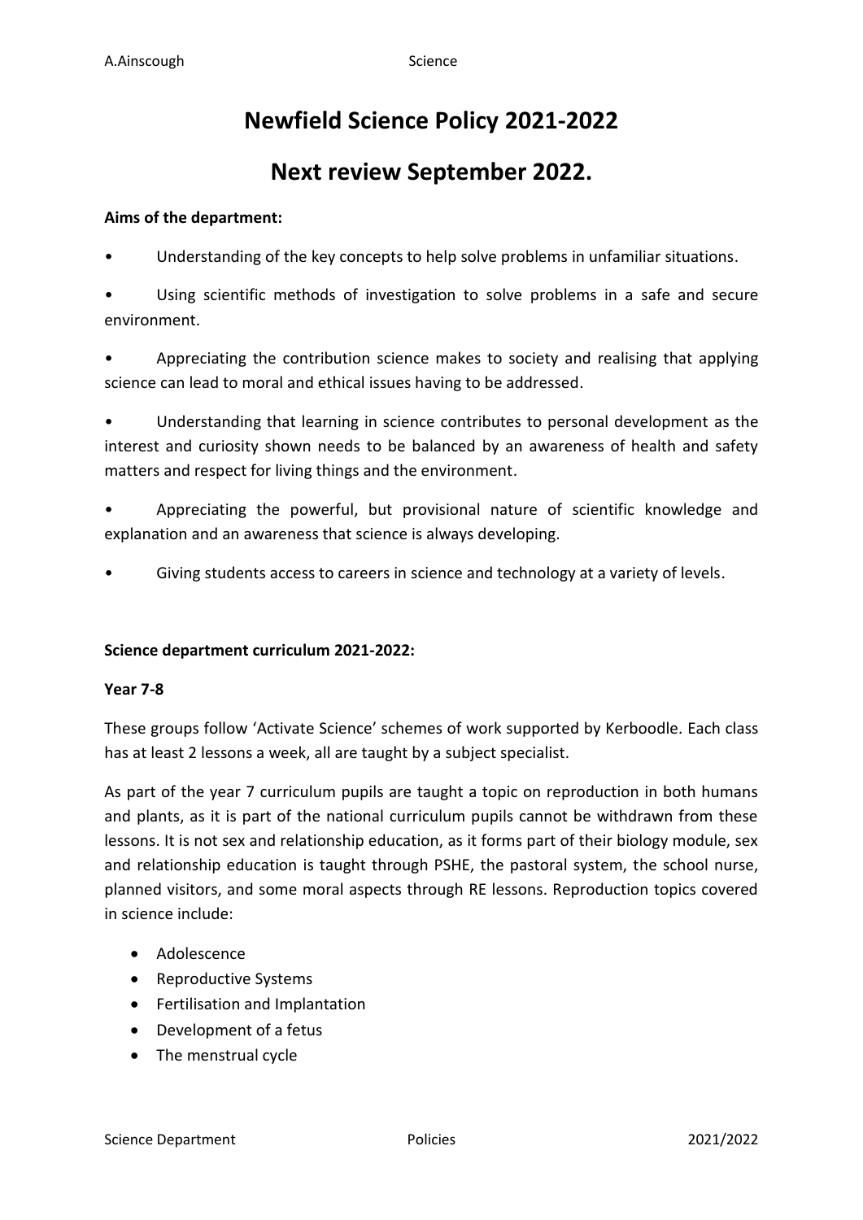# Newfield Science Policy 2021-2022

# Next review September 2022.

**Aims of the department:**

- Understanding of the key concepts to help solve problems in unfamiliar situations.
- Using scientific methods of investigation to solve problems in a safe and secure environment.
- Appreciating the contribution science makes to society and realising that applying science can lead to moral and ethical issues having to be addressed.
- Understanding that learning in science contributes to personal development as the interest and curiosity shown needs to be balanced by an awareness of health and safety matters and respect for living things and the environment.
- Appreciating the powerful, but provisional nature of scientific knowledge and explanation and an awareness that science is always developing.
- Giving students access to careers in science and technology at a variety of levels.

**Science department curriculum 2021-2022:**

**Year 7-8**

These groups follow 'Activate Science' schemes of work supported by Kerboodle. Each class has at least 2 lessons a week, all are taught by a subject specialist.

As part of the year 7 curriculum pupils are taught a topic on reproduction in both humans and plants, as it is part of the national curriculum pupils cannot be withdrawn from these lessons. It is not sex and relationship education, as it forms part of their biology module, sex and relationship education is taught through PSHE, the pastoral system, the school nurse, planned visitors, and some moral aspects through RE lessons. Reproduction topics covered in science include:

- Adolescence
- Reproductive Systems
- Fertilisation and Implantation
- Development of a fetus
- The menstrual cycle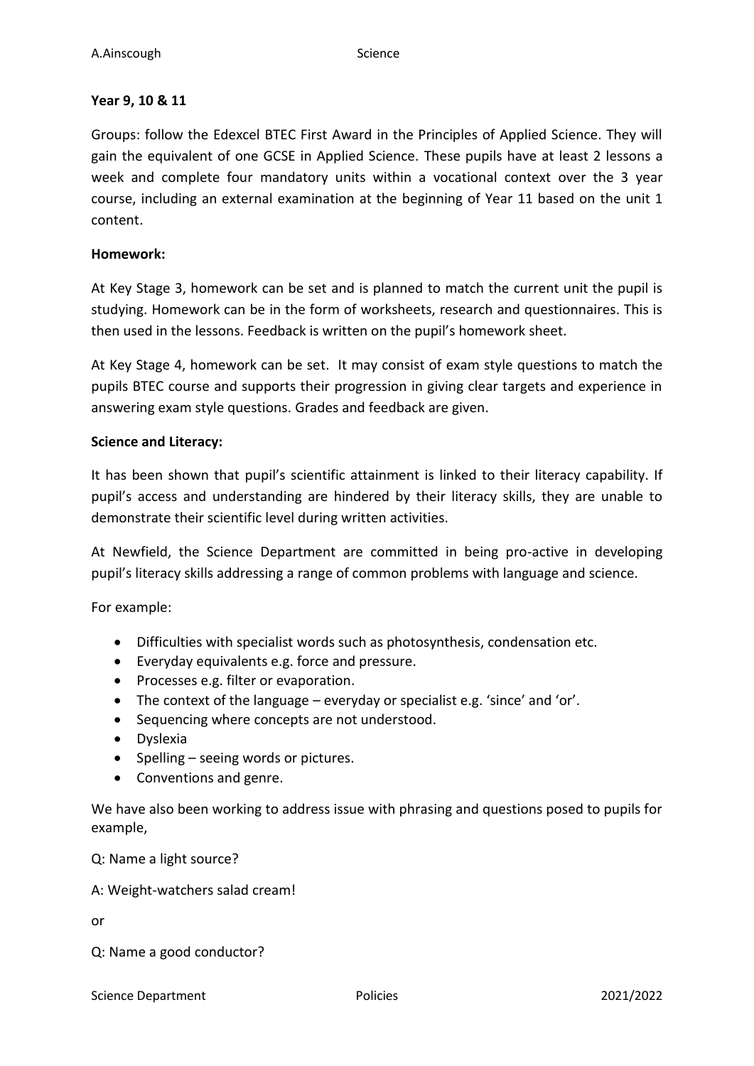**Year 9, 10 & 11**

Groups: follow the Edexcel BTEC First Award in the Principles of Applied Science. They will gain the equivalent of one GCSE in Applied Science. These pupils have at least 2 lessons a week and complete four mandatory units within a vocational context over the 3 year course, including an external examination at the beginning of Year 11 based on the unit 1 content.

**Homework:**

At Key Stage 3, homework can be set and is planned to match the current unit the pupil is studying. Homework can be in the form of worksheets, research and questionnaires. This is then used in the lessons. Feedback is written on the pupil's homework sheet.

At Key Stage 4, homework can be set. It may consist of exam style questions to match the pupils BTEC course and supports their progression in giving clear targets and experience in answering exam style questions. Grades and feedback are given.

**Science and Literacy:**

It has been shown that pupil's scientific attainment is linked to their literacy capability. If pupil's access and understanding are hindered by their literacy skills, they are unable to demonstrate their scientific level during written activities.

At Newfield, the Science Department are committed in being pro-active in developing pupil's literacy skills addressing a range of common problems with language and science.

For example:

- Difficulties with specialist words such as photosynthesis, condensation etc.
- Everyday equivalents e.g. force and pressure.
- Processes e.g. filter or evaporation.
- The context of the language – everyday or specialist e.g. 'since' and 'or'.
- Sequencing where concepts are not understood.
- Dyslexia
- Spelling – seeing words or pictures.
- Conventions and genre.

We have also been working to address issue with phrasing and questions posed to pupils for example,

Q: Name a light source?

A: Weight-watchers salad cream!

or

Q: Name a good conductor?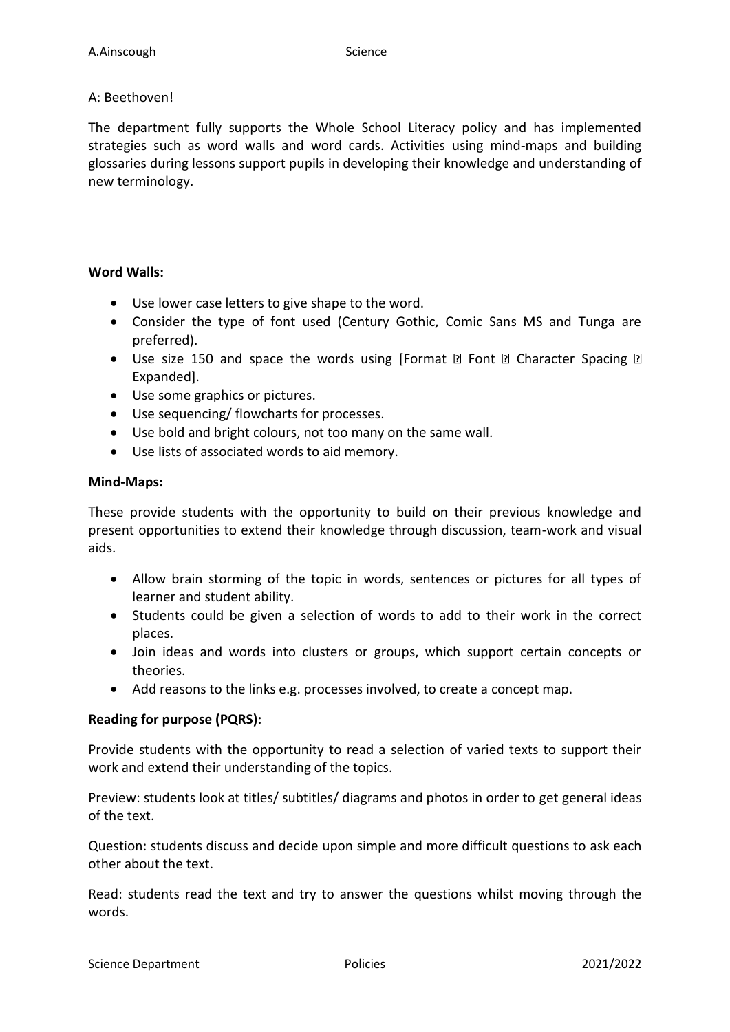A: Beethoven!

The department fully supports the Whole School Literacy policy and has implemented strategies such as word walls and word cards. Activities using mind-maps and building glossaries during lessons support pupils in developing their knowledge and understanding of new terminology.

**Word Walls:**

- Use lower case letters to give shape to the word.
- Consider the type of font used (Century Gothic, Comic Sans MS and Tunga are preferred).
- Use size 150 and space the words using [Format ⇒ Font ⇒ Character Spacing ⇒ Expanded].
- Use some graphics or pictures.
- Use sequencing/ flowcharts for processes.
- Use bold and bright colours, not too many on the same wall.
- Use lists of associated words to aid memory.

**Mind-Maps:**

These provide students with the opportunity to build on their previous knowledge and present opportunities to extend their knowledge through discussion, team-work and visual aids.

- Allow brain storming of the topic in words, sentences or pictures for all types of learner and student ability.
- Students could be given a selection of words to add to their work in the correct places.
- Join ideas and words into clusters or groups, which support certain concepts or theories.
- Add reasons to the links e.g. processes involved, to create a concept map.

**Reading for purpose (PQRS):**

Provide students with the opportunity to read a selection of varied texts to support their work and extend their understanding of the topics.

Preview: students look at titles/ subtitles/ diagrams and photos in order to get general ideas of the text.

Question: students discuss and decide upon simple and more difficult questions to ask each other about the text.

Read: students read the text and try to answer the questions whilst moving through the words.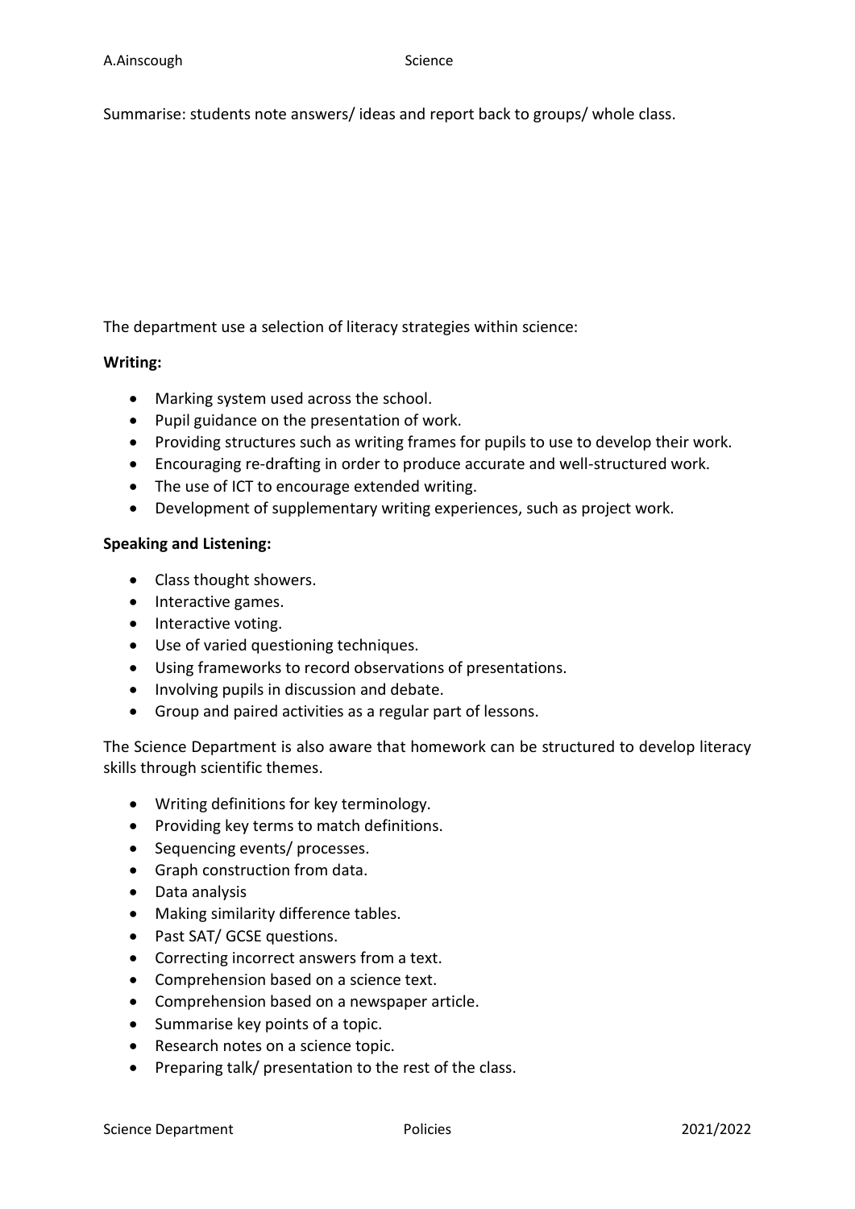Summarise: students note answers/ ideas and report back to groups/ whole class.

The department use a selection of literacy strategies within science:

**Writing:**

- Marking system used across the school.
- Pupil guidance on the presentation of work.
- Providing structures such as writing frames for pupils to use to develop their work.
- Encouraging re-drafting in order to produce accurate and well-structured work.
- The use of ICT to encourage extended writing.
- Development of supplementary writing experiences, such as project work.

**Speaking and Listening:**

- Class thought showers.
- Interactive games.
- Interactive voting.
- Use of varied questioning techniques.
- Using frameworks to record observations of presentations.
- Involving pupils in discussion and debate.
- Group and paired activities as a regular part of lessons.

The Science Department is also aware that homework can be structured to develop literacy skills through scientific themes.

- Writing definitions for key terminology.
- Providing key terms to match definitions.
- Sequencing events/ processes.
- Graph construction from data.
- Data analysis
- Making similarity difference tables.
- Past SAT/ GCSE questions.
- Correcting incorrect answers from a text.
- Comprehension based on a science text.
- Comprehension based on a newspaper article.
- Summarise key points of a topic.
- Research notes on a science topic.
- Preparing talk/ presentation to the rest of the class.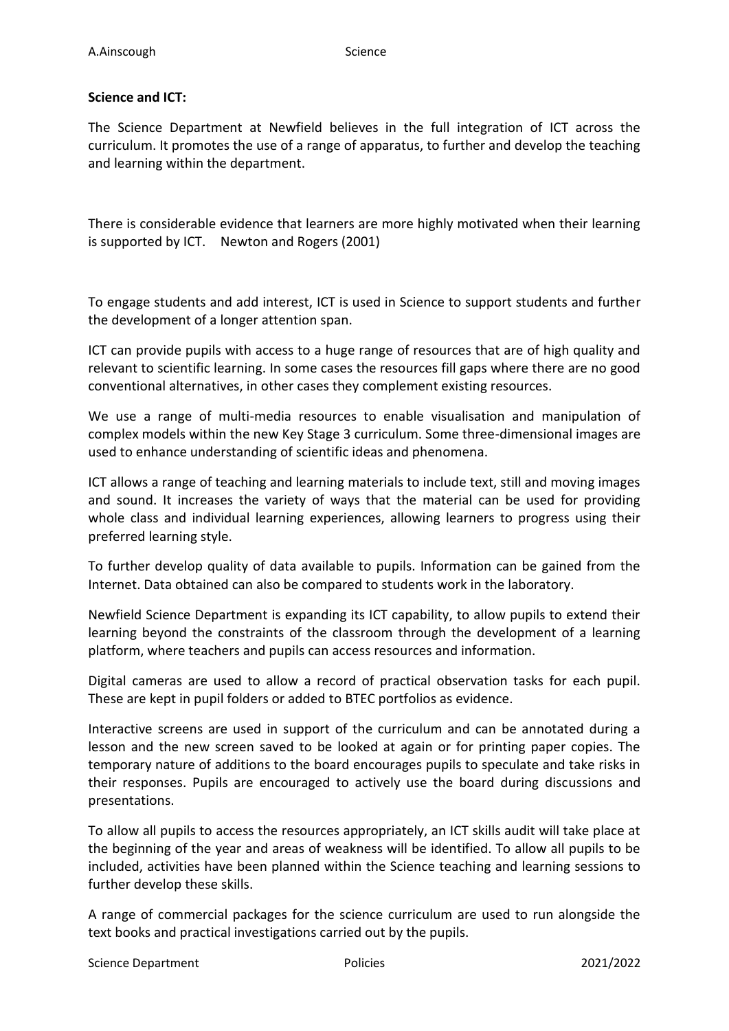**Science and ICT:**

The Science Department at Newfield believes in the full integration of ICT across the curriculum. It promotes the use of a range of apparatus, to further and develop the teaching and learning within the department.

There is considerable evidence that learners are more highly motivated when their learning is supported by ICT. Newton and Rogers (2001)

To engage students and add interest, ICT is used in Science to support students and further the development of a longer attention span.

ICT can provide pupils with access to a huge range of resources that are of high quality and relevant to scientific learning. In some cases the resources fill gaps where there are no good conventional alternatives, in other cases they complement existing resources.

We use a range of multi-media resources to enable visualisation and manipulation of complex models within the new Key Stage 3 curriculum. Some three-dimensional images are used to enhance understanding of scientific ideas and phenomena.

ICT allows a range of teaching and learning materials to include text, still and moving images and sound. It increases the variety of ways that the material can be used for providing whole class and individual learning experiences, allowing learners to progress using their preferred learning style.

To further develop quality of data available to pupils. Information can be gained from the Internet. Data obtained can also be compared to students work in the laboratory.

Newfield Science Department is expanding its ICT capability, to allow pupils to extend their learning beyond the constraints of the classroom through the development of a learning platform, where teachers and pupils can access resources and information.

Digital cameras are used to allow a record of practical observation tasks for each pupil. These are kept in pupil folders or added to BTEC portfolios as evidence.

Interactive screens are used in support of the curriculum and can be annotated during a lesson and the new screen saved to be looked at again or for printing paper copies. The temporary nature of additions to the board encourages pupils to speculate and take risks in their responses. Pupils are encouraged to actively use the board during discussions and presentations.

To allow all pupils to access the resources appropriately, an ICT skills audit will take place at the beginning of the year and areas of weakness will be identified. To allow all pupils to be included, activities have been planned within the Science teaching and learning sessions to further develop these skills.

A range of commercial packages for the science curriculum are used to run alongside the text books and practical investigations carried out by the pupils.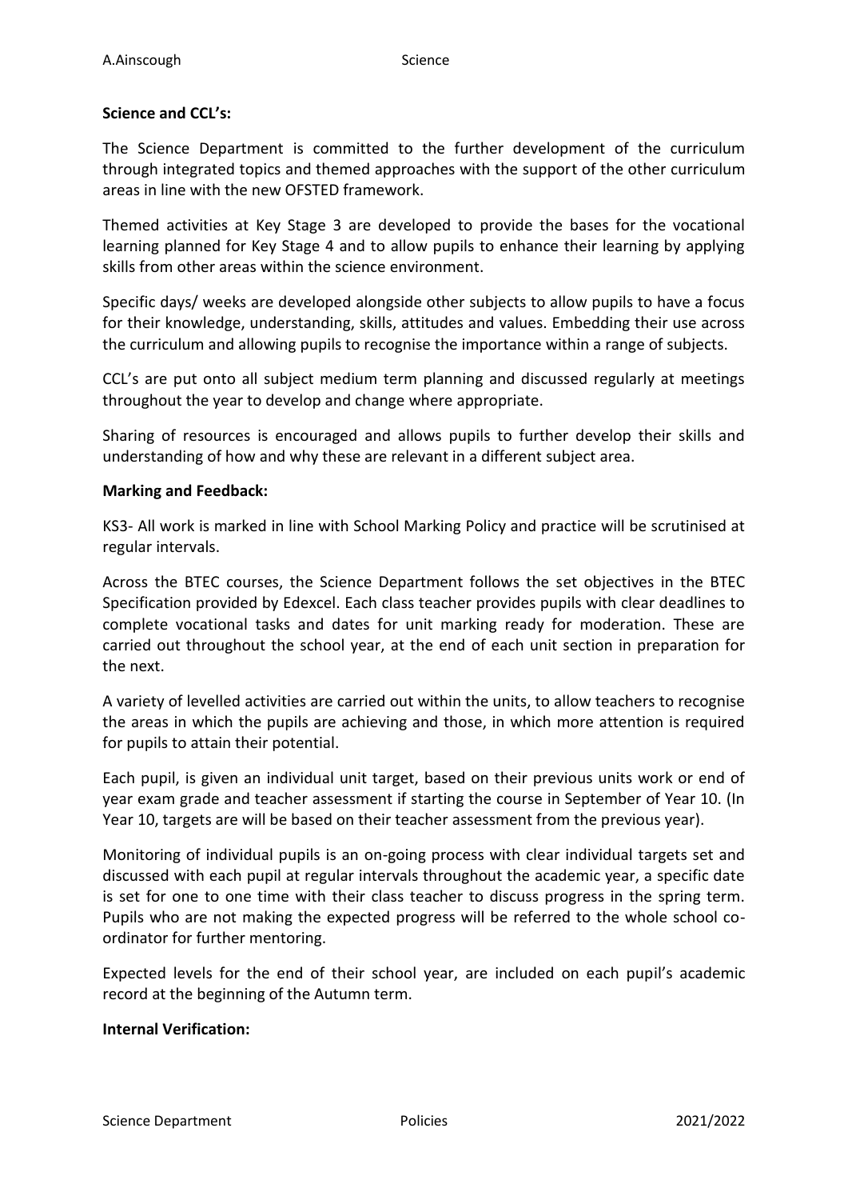**Science and CCL's:**

The Science Department is committed to the further development of the curriculum through integrated topics and themed approaches with the support of the other curriculum areas in line with the new OFSTED framework.

Themed activities at Key Stage 3 are developed to provide the bases for the vocational learning planned for Key Stage 4 and to allow pupils to enhance their learning by applying skills from other areas within the science environment.

Specific days/ weeks are developed alongside other subjects to allow pupils to have a focus for their knowledge, understanding, skills, attitudes and values. Embedding their use across the curriculum and allowing pupils to recognise the importance within a range of subjects.

CCL's are put onto all subject medium term planning and discussed regularly at meetings throughout the year to develop and change where appropriate.

Sharing of resources is encouraged and allows pupils to further develop their skills and understanding of how and why these are relevant in a different subject area.

**Marking and Feedback:**

KS3- All work is marked in line with School Marking Policy and practice will be scrutinised at regular intervals.

Across the BTEC courses, the Science Department follows the set objectives in the BTEC Specification provided by Edexcel. Each class teacher provides pupils with clear deadlines to complete vocational tasks and dates for unit marking ready for moderation. These are carried out throughout the school year, at the end of each unit section in preparation for the next.

A variety of levelled activities are carried out within the units, to allow teachers to recognise the areas in which the pupils are achieving and those, in which more attention is required for pupils to attain their potential.

Each pupil, is given an individual unit target, based on their previous units work or end of year exam grade and teacher assessment if starting the course in September of Year 10. (In Year 10, targets are will be based on their teacher assessment from the previous year).

Monitoring of individual pupils is an on-going process with clear individual targets set and discussed with each pupil at regular intervals throughout the academic year, a specific date is set for one to one time with their class teacher to discuss progress in the spring term. Pupils who are not making the expected progress will be referred to the whole school co-ordinator for further mentoring.

Expected levels for the end of their school year, are included on each pupil's academic record at the beginning of the Autumn term.

**Internal Verification:**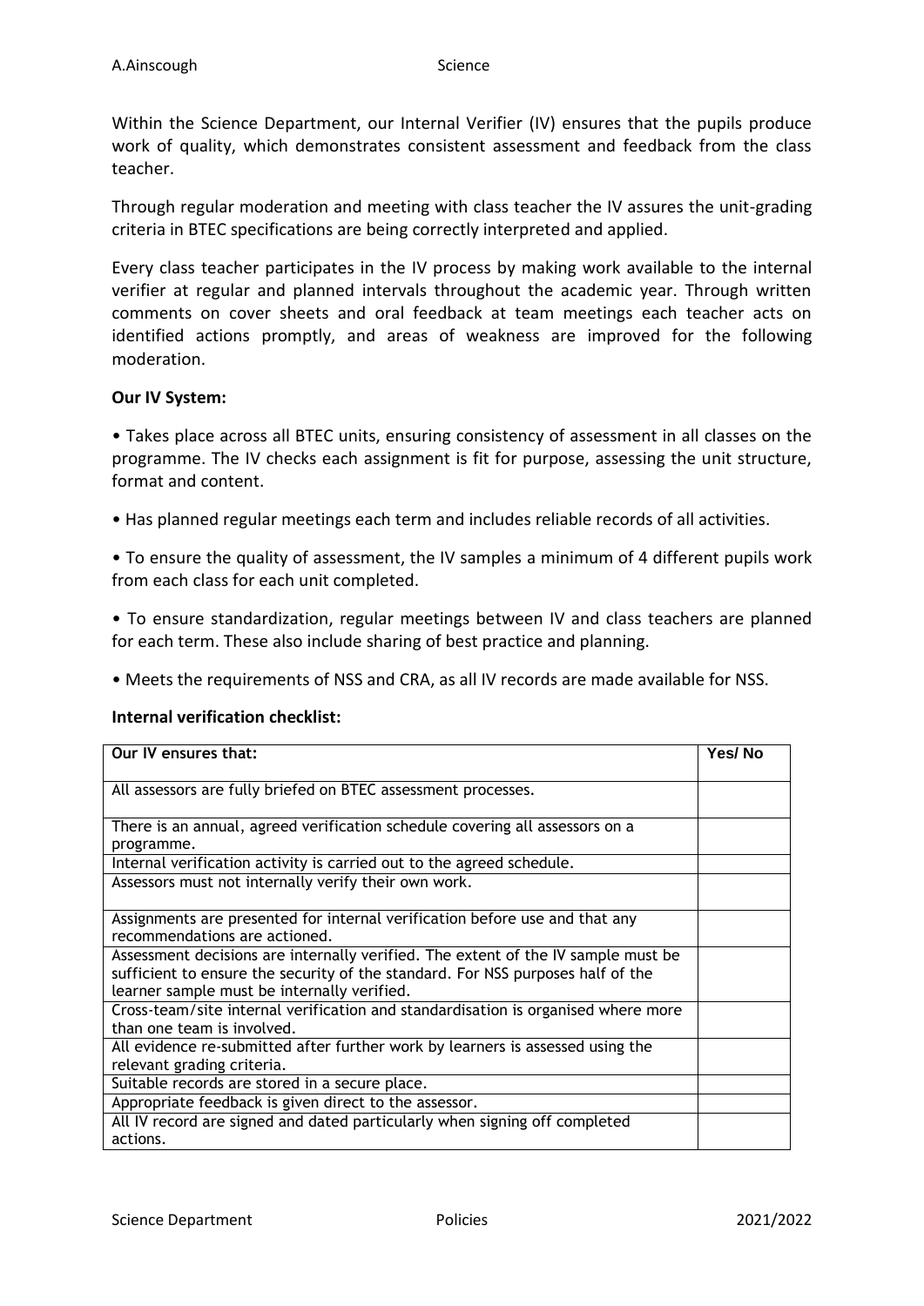Within the Science Department, our Internal Verifier (IV) ensures that the pupils produce work of quality, which demonstrates consistent assessment and feedback from the class teacher.

Through regular moderation and meeting with class teacher the IV assures the unit-grading criteria in BTEC specifications are being correctly interpreted and applied.

Every class teacher participates in the IV process by making work available to the internal verifier at regular and planned intervals throughout the academic year. Through written comments on cover sheets and oral feedback at team meetings each teacher acts on identified actions promptly, and areas of weakness are improved for the following moderation.

**Our IV System:**

• Takes place across all BTEC units, ensuring consistency of assessment in all classes on the programme. The IV checks each assignment is fit for purpose, assessing the unit structure, format and content.

• Has planned regular meetings each term and includes reliable records of all activities.

• To ensure the quality of assessment, the IV samples a minimum of 4 different pupils work from each class for each unit completed.

• To ensure standardization, regular meetings between IV and class teachers are planned for each term. These also include sharing of best practice and planning.

• Meets the requirements of NSS and CRA, as all IV records are made available for NSS.

**Internal verification checklist:**

| Our IV ensures that: | Yes/ No |
|---|---|
| All assessors are fully briefed on BTEC assessment processes. | |
| There is an annual, agreed verification schedule covering all assessors on a programme. | |
| Internal verification activity is carried out to the agreed schedule. | |
| Assessors must not internally verify their own work. | |
| Assignments are presented for internal verification before use and that any recommendations are actioned. | |
| Assessment decisions are internally verified. The extent of the IV sample must be sufficient to ensure the security of the standard. For NSS purposes half of the learner sample must be internally verified. | |
| Cross-team/site internal verification and standardisation is organised where more than one team is involved. | |
| All evidence re-submitted after further work by learners is assessed using the relevant grading criteria. | |
| Suitable records are stored in a secure place. | |
| Appropriate feedback is given direct to the assessor. | |
| All IV record are signed and dated particularly when signing off completed actions. | |